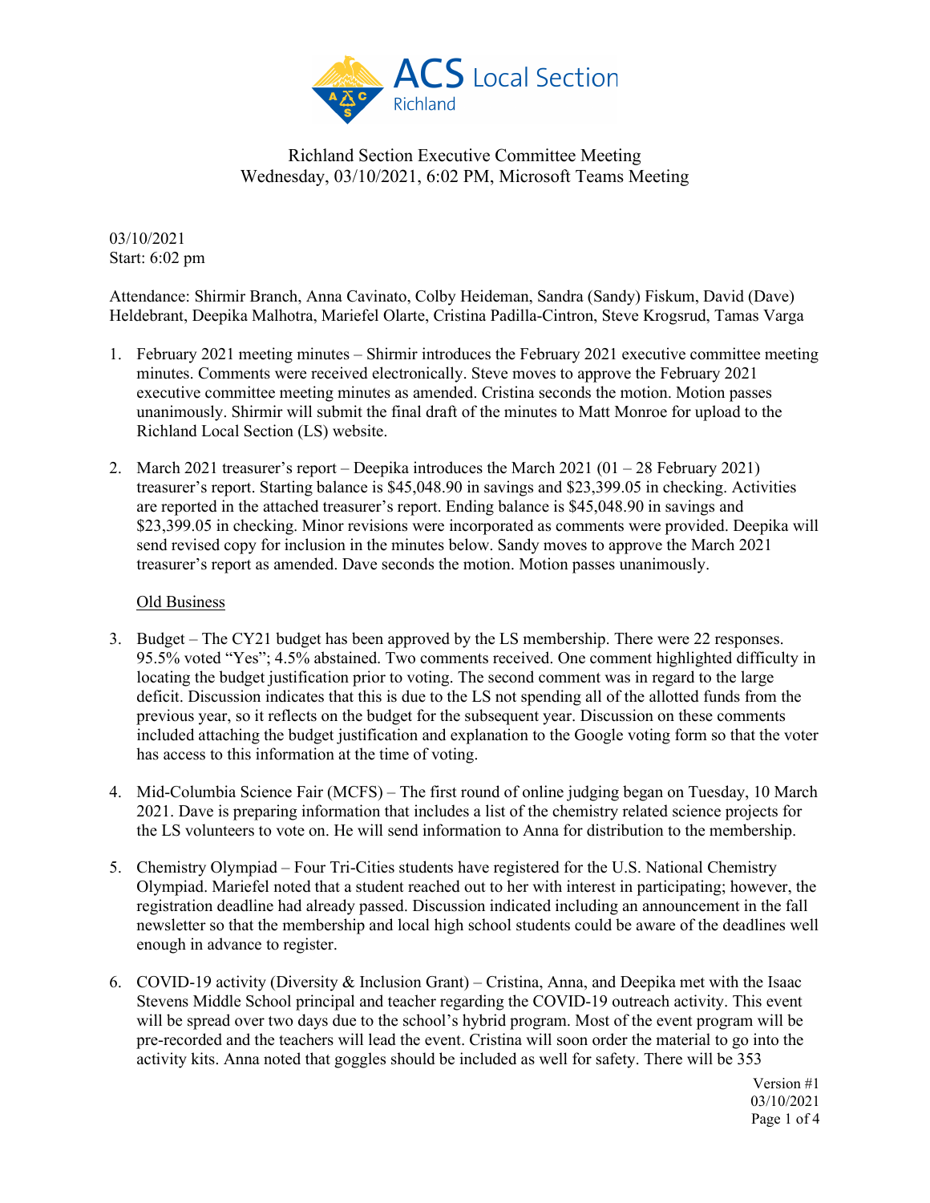Richland Section Executive Committee Meeting
Wednesday, 03/10/2021, 6:02 PM, Microsoft Teams Meeting

03/10/2021
Start: 6:02 pm

Attendance: Shirmir Branch, Anna Cavinato, Colby Heideman, Sandra (Sandy) Fiskum, David (Dave) Heldebrant, Deepika Malhotra, Mariefel Olarte, Cristina Padilla-Cintron, Steve Krogsrud, Tamas Varga

1. February 2021 meeting minutes – Shirmir introduces the February 2021 executive committee meeting minutes. Comments were received electronically. Steve moves to approve the February 2021 executive committee meeting minutes as amended. Cristina seconds the motion. Motion passes unanimously. Shirmir will submit the final draft of the minutes to Matt Monroe for upload to the Richland Local Section (LS) website.

2. March 2021 treasurer's report – Deepika introduces the March 2021 (01 – 28 February 2021) treasurer's report. Starting balance is $45,048.90 in savings and $23,399.05 in checking. Activities are reported in the attached treasurer's report. Ending balance is $45,048.90 in savings and $23,399.05 in checking. Minor revisions were incorporated as comments were provided. Deepika will send revised copy for inclusion in the minutes below. Sandy moves to approve the March 2021 treasurer's report as amended. Dave seconds the motion. Motion passes unanimously.

<u>Old Business</u>

3. Budget – The CY21 budget has been approved by the LS membership. There were 22 responses. 95.5% voted "Yes"; 4.5% abstained. Two comments received. One comment highlighted difficulty in locating the budget justification prior to voting. The second comment was in regard to the large deficit. Discussion indicates that this is due to the LS not spending all of the allotted funds from the previous year, so it reflects on the budget for the subsequent year. Discussion on these comments included attaching the budget justification and explanation to the Google voting form so that the voter has access to this information at the time of voting.

4. Mid-Columbia Science Fair (MCFS) – The first round of online judging began on Tuesday, 10 March 2021. Dave is preparing information that includes a list of the chemistry related science projects for the LS volunteers to vote on. He will send information to Anna for distribution to the membership.

5. Chemistry Olympiad – Four Tri-Cities students have registered for the U.S. National Chemistry Olympiad. Mariefel noted that a student reached out to her with interest in participating; however, the registration deadline had already passed. Discussion indicated including an announcement in the fall newsletter so that the membership and local high school students could be aware of the deadlines well enough in advance to register.

6. COVID-19 activity (Diversity & Inclusion Grant) – Cristina, Anna, and Deepika met with the Isaac Stevens Middle School principal and teacher regarding the COVID-19 outreach activity. This event will be spread over two days due to the school's hybrid program. Most of the event program will be pre-recorded and the teachers will lead the event. Cristina will soon order the material to go into the activity kits. Anna noted that goggles should be included as well for safety. There will be 353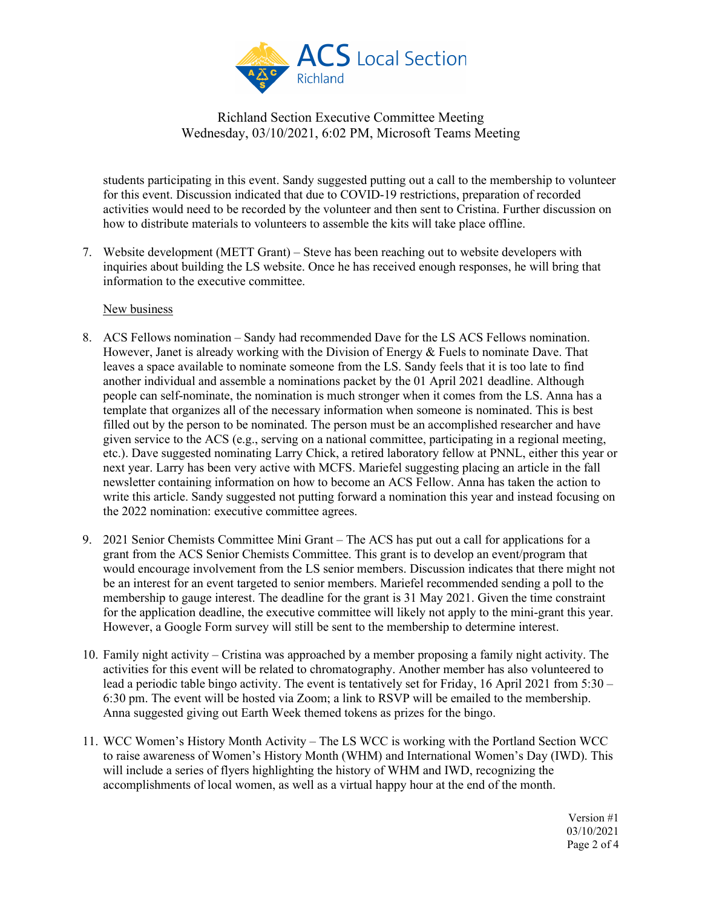students participating in this event. Sandy suggested putting out a call to the membership to volunteer for this event. Discussion indicated that due to COVID-19 restrictions, preparation of recorded activities would need to be recorded by the volunteer and then sent to Cristina. Further discussion on how to distribute materials to volunteers to assemble the kits will take place offline.

7. Website development (METT Grant) – Steve has been reaching out to website developers with inquiries about building the LS website. Once he has received enough responses, he will bring that information to the executive committee.

<u>New business</u>

8. ACS Fellows nomination – Sandy had recommended Dave for the LS ACS Fellows nomination. However, Janet is already working with the Division of Energy & Fuels to nominate Dave. That leaves a space available to nominate someone from the LS. Sandy feels that it is too late to find another individual and assemble a nominations packet by the 01 April 2021 deadline. Although people can self-nominate, the nomination is much stronger when it comes from the LS. Anna has a template that organizes all of the necessary information when someone is nominated. This is best filled out by the person to be nominated. The person must be an accomplished researcher and have given service to the ACS (e.g., serving on a national committee, participating in a regional meeting, etc.). Dave suggested nominating Larry Chick, a retired laboratory fellow at PNNL, either this year or next year. Larry has been very active with MCFS. Mariefel suggesting placing an article in the fall newsletter containing information on how to become an ACS Fellow. Anna has taken the action to write this article. Sandy suggested not putting forward a nomination this year and instead focusing on the 2022 nomination: executive committee agrees.

9. 2021 Senior Chemists Committee Mini Grant – The ACS has put out a call for applications for a grant from the ACS Senior Chemists Committee. This grant is to develop an event/program that would encourage involvement from the LS senior members. Discussion indicates that there might not be an interest for an event targeted to senior members. Mariefel recommended sending a poll to the membership to gauge interest. The deadline for the grant is 31 May 2021. Given the time constraint for the application deadline, the executive committee will likely not apply to the mini-grant this year. However, a Google Form survey will still be sent to the membership to determine interest.

10. Family night activity – Cristina was approached by a member proposing a family night activity. The activities for this event will be related to chromatography. Another member has also volunteered to lead a periodic table bingo activity. The event is tentatively set for Friday, 16 April 2021 from 5:30 – 6:30 pm. The event will be hosted via Zoom; a link to RSVP will be emailed to the membership. Anna suggested giving out Earth Week themed tokens as prizes for the bingo.

11. WCC Women's History Month Activity – The LS WCC is working with the Portland Section WCC to raise awareness of Women's History Month (WHM) and International Women's Day (IWD). This will include a series of flyers highlighting the history of WHM and IWD, recognizing the accomplishments of local women, as well as a virtual happy hour at the end of the month.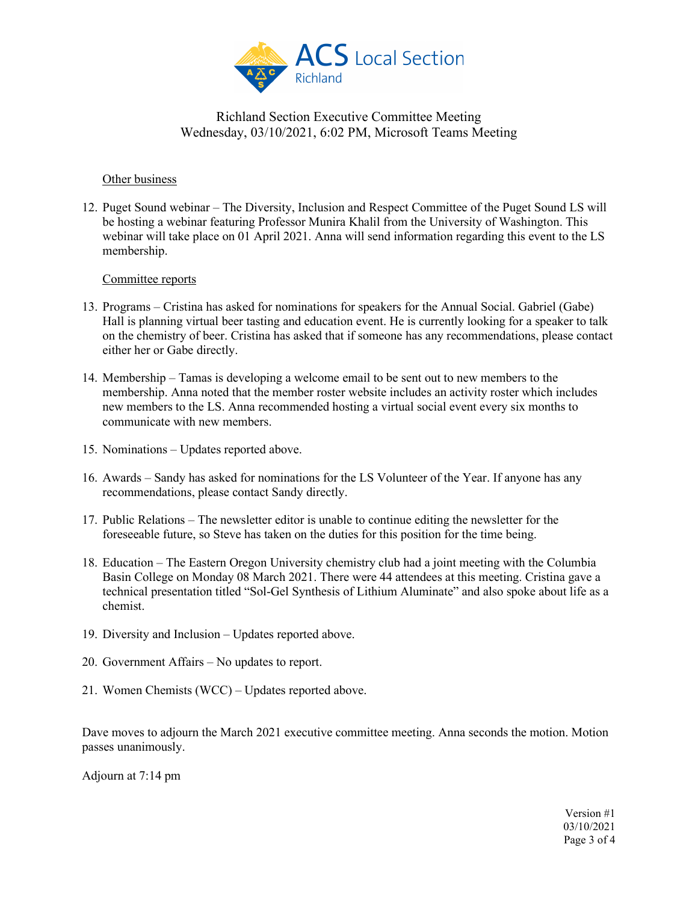Richland Section Executive Committee Meeting
Wednesday, 03/10/2021, 6:02 PM, Microsoft Teams Meeting

Other business

12. Puget Sound webinar – The Diversity, Inclusion and Respect Committee of the Puget Sound LS will be hosting a webinar featuring Professor Munira Khalil from the University of Washington. This webinar will take place on 01 April 2021. Anna will send information regarding this event to the LS membership.

Committee reports

13. Programs – Cristina has asked for nominations for speakers for the Annual Social. Gabriel (Gabe) Hall is planning virtual beer tasting and education event. He is currently looking for a speaker to talk on the chemistry of beer. Cristina has asked that if someone has any recommendations, please contact either her or Gabe directly.
14. Membership – Tamas is developing a welcome email to be sent out to new members to the membership. Anna noted that the member roster website includes an activity roster which includes new members to the LS. Anna recommended hosting a virtual social event every six months to communicate with new members.
15. Nominations – Updates reported above.
16. Awards – Sandy has asked for nominations for the LS Volunteer of the Year. If anyone has any recommendations, please contact Sandy directly.
17. Public Relations – The newsletter editor is unable to continue editing the newsletter for the foreseeable future, so Steve has taken on the duties for this position for the time being.
18. Education – The Eastern Oregon University chemistry club had a joint meeting with the Columbia Basin College on Monday 08 March 2021. There were 44 attendees at this meeting. Cristina gave a technical presentation titled "Sol-Gel Synthesis of Lithium Aluminate" and also spoke about life as a chemist.
19. Diversity and Inclusion – Updates reported above.
20. Government Affairs – No updates to report.
21. Women Chemists (WCC) – Updates reported above.

Dave moves to adjourn the March 2021 executive committee meeting. Anna seconds the motion. Motion passes unanimously.

Adjourn at 7:14 pm

Version #1
03/10/2021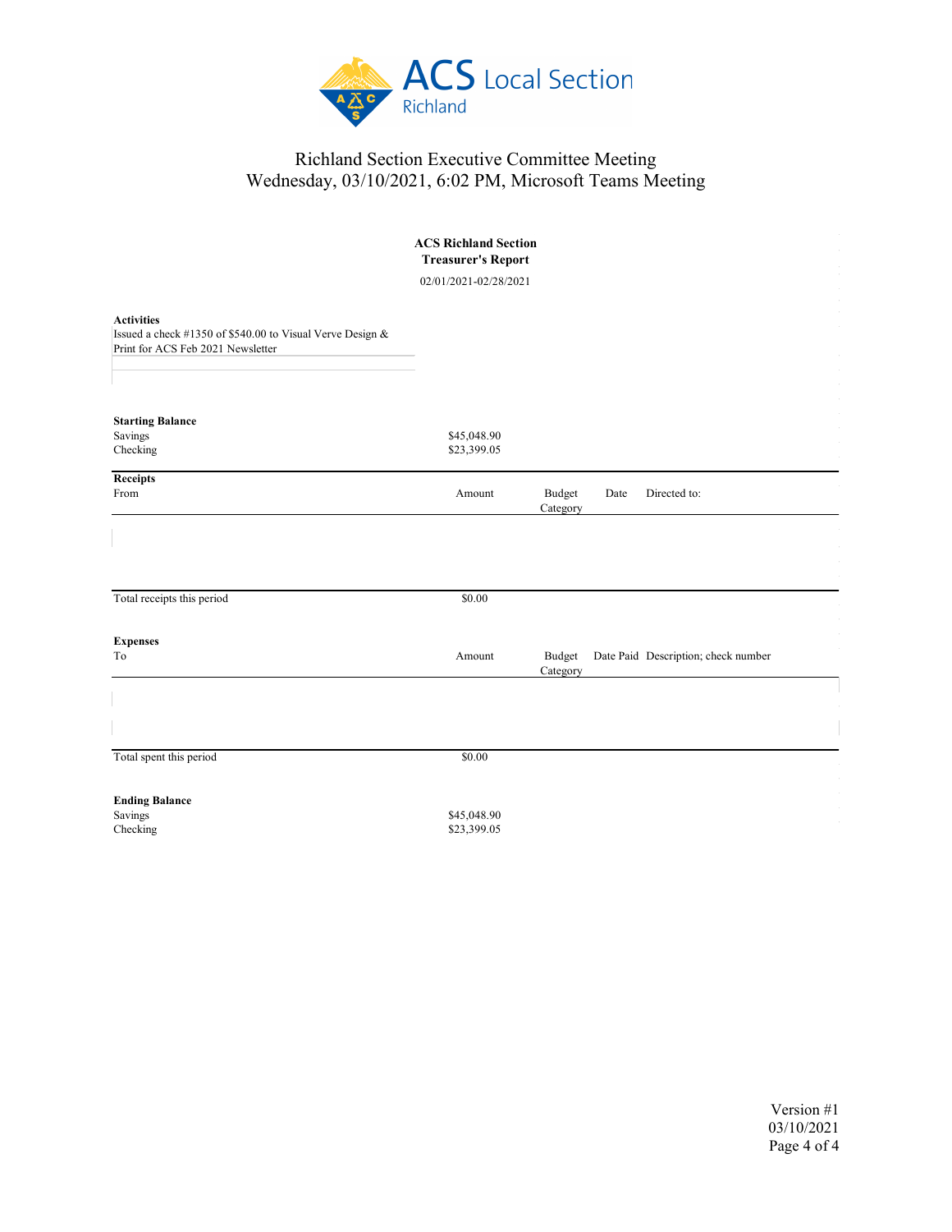Richland Section Executive Committee Meeting
Wednesday, 03/10/2021, 6:02 PM, Microsoft Teams Meeting

**ACS Richland Section**
**Treasurer's Report**

02/01/2021-02/28/2021

**Activities**

Issued a check #1350 of $540.00 to Visual Verve Design & Print for ACS Feb 2021 Newsletter

**Starting Balance**

| | |
|---|---|
| Savings | $45,048.90 |
| Checking | $23,399.05 |

**Receipts**

| From | Amount | Budget Category | Date | Directed to: |
|---|---|---|---|---|
| | | | | |
| Total receipts this period | $0.00 | | | |

**Expenses**

| To | Amount | Budget Category | Date Paid | Description; check number |
|---|---|---|---|---|
| | | | | |
| Total spent this period | $0.00 | | | |

**Ending Balance**

| | |
|---|---|
| Savings | $45,048.90 |
| Checking | $23,399.05 |

Version #1
03/10/2021